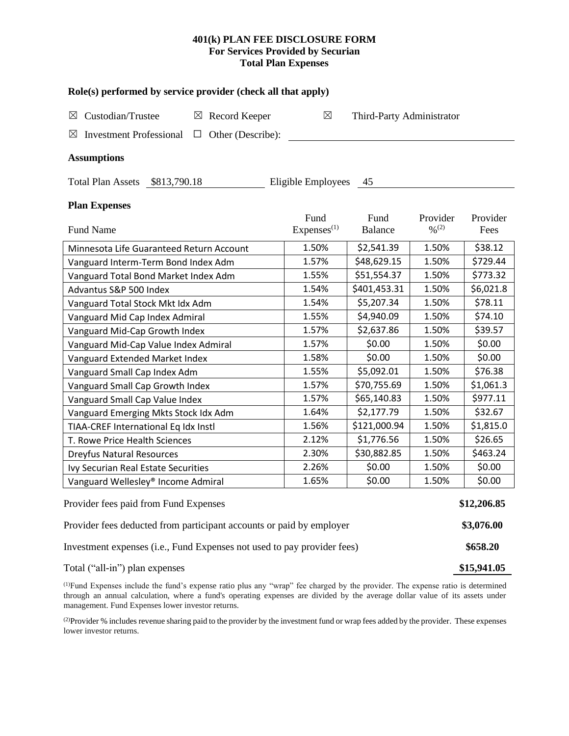**401(k) PLAN FEE DISCLOSURE FORM**
**For Services Provided by Securian**
**Total Plan Expenses**

### Role(s) performed by service provider (check all that apply)

☒ Custodian/Trustee ☒ Record Keeper ☒ Third-Party Administrator

☒ Investment Professional ☐ Other (Describe): ____________________

### Assumptions

Total Plan Assets $813,790.18 Eligible Employees 45

### Plan Expenses

| Fund Name | Fund Expenses(1) | Fund Balance | Provider %(2) | Provider Fees |
|---|---|---|---|---|
| Minnesota Life Guaranteed Return Account | 1.50% | $2,541.39 | 1.50% | $38.12 |
| Vanguard Interm-Term Bond Index Adm | 1.57% | $48,629.15 | 1.50% | $729.44 |
| Vanguard Total Bond Market Index Adm | 1.55% | $51,554.37 | 1.50% | $773.32 |
| Advantus S&P 500 Index | 1.54% | $401,453.31 | 1.50% | $6,021.8 |
| Vanguard Total Stock Mkt Idx Adm | 1.54% | $5,207.34 | 1.50% | $78.11 |
| Vanguard Mid Cap Index Admiral | 1.55% | $4,940.09 | 1.50% | $74.10 |
| Vanguard Mid-Cap Growth Index | 1.57% | $2,637.86 | 1.50% | $39.57 |
| Vanguard Mid-Cap Value Index Admiral | 1.57% | $0.00 | 1.50% | $0.00 |
| Vanguard Extended Market Index | 1.58% | $0.00 | 1.50% | $0.00 |
| Vanguard Small Cap Index Adm | 1.55% | $5,092.01 | 1.50% | $76.38 |
| Vanguard Small Cap Growth Index | 1.57% | $70,755.69 | 1.50% | $1,061.3 |
| Vanguard Small Cap Value Index | 1.57% | $65,140.83 | 1.50% | $977.11 |
| Vanguard Emerging Mkts Stock Idx Adm | 1.64% | $2,177.79 | 1.50% | $32.67 |
| TIAA-CREF International Eq Idx Instl | 1.56% | $121,000.94 | 1.50% | $1,815.0 |
| T. Rowe Price Health Sciences | 2.12% | $1,776.56 | 1.50% | $26.65 |
| Dreyfus Natural Resources | 2.30% | $30,882.85 | 1.50% | $463.24 |
| Ivy Securian Real Estate Securities | 2.26% | $0.00 | 1.50% | $0.00 |
| Vanguard Wellesley® Income Admiral | 1.65% | $0.00 | 1.50% | $0.00 |

| | |
|---|---|
| Provider fees paid from Fund Expenses | **$12,206.85** |
| Provider fees deducted from participant accounts or paid by employer | **$3,076.00** |
| Investment expenses (i.e., Fund Expenses not used to pay provider fees) | **$658.20** |
| Total ("all-in") plan expenses | **$15,941.05** |

(1)Fund Expenses include the fund's expense ratio plus any "wrap" fee charged by the provider. The expense ratio is determined through an annual calculation, where a fund's operating expenses are divided by the average dollar value of its assets under management. Fund Expenses lower investor returns.

(2)Provider % includes revenue sharing paid to the provider by the investment fund or wrap fees added by the provider. These expenses lower investor returns.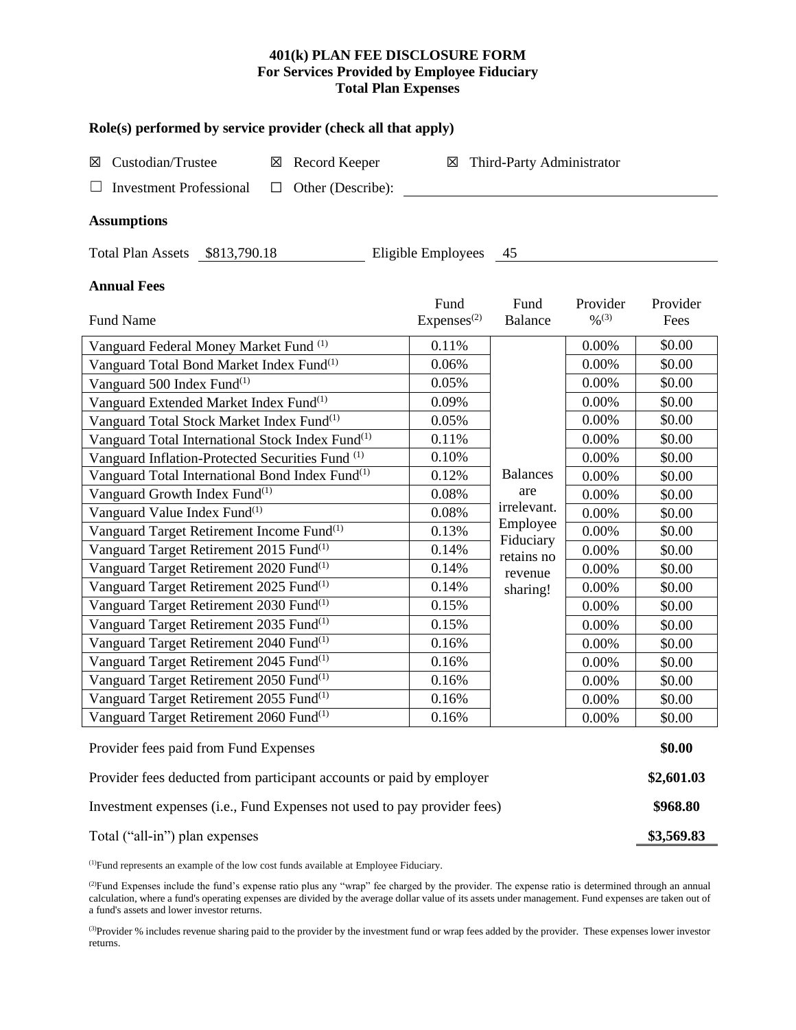**401(k) PLAN FEE DISCLOSURE FORM**
**For Services Provided by Employee Fiduciary**
**Total Plan Expenses**

**Role(s) performed by service provider (check all that apply)**

☒ Custodian/Trustee ☒ Record Keeper ☒ Third-Party Administrator

☐ Investment Professional ☐ Other (Describe):

**Assumptions**

Total Plan Assets $813,790.18 Eligible Employees 45

**Annual Fees**

| Fund Name | Fund Expenses[2] | Fund Balance | Provider %[3] | Provider Fees |
|---|---|---|---|---|
| Vanguard Federal Money Market Fund [1] | 0.11% | Balances are irrelevant. Employee Fiduciary retains no revenue sharing! | 0.00% | $0.00 |
| Vanguard Total Bond Market Index Fund[1] | 0.06% | | 0.00% | $0.00 |
| Vanguard 500 Index Fund[1] | 0.05% | | 0.00% | $0.00 |
| Vanguard Extended Market Index Fund[1] | 0.09% | | 0.00% | $0.00 |
| Vanguard Total Stock Market Index Fund[1] | 0.05% | | 0.00% | $0.00 |
| Vanguard Total International Stock Index Fund[1] | 0.11% | | 0.00% | $0.00 |
| Vanguard Inflation-Protected Securities Fund [1] | 0.10% | | 0.00% | $0.00 |
| Vanguard Total International Bond Index Fund[1] | 0.12% | | 0.00% | $0.00 |
| Vanguard Growth Index Fund[1] | 0.08% | | 0.00% | $0.00 |
| Vanguard Value Index Fund[1] | 0.08% | | 0.00% | $0.00 |
| Vanguard Target Retirement Income Fund[1] | 0.13% | | 0.00% | $0.00 |
| Vanguard Target Retirement 2015 Fund[1] | 0.14% | | 0.00% | $0.00 |
| Vanguard Target Retirement 2020 Fund[1] | 0.14% | | 0.00% | $0.00 |
| Vanguard Target Retirement 2025 Fund[1] | 0.14% | | 0.00% | $0.00 |
| Vanguard Target Retirement 2030 Fund[1] | 0.15% | | 0.00% | $0.00 |
| Vanguard Target Retirement 2035 Fund[1] | 0.15% | | 0.00% | $0.00 |
| Vanguard Target Retirement 2040 Fund[1] | 0.16% | | 0.00% | $0.00 |
| Vanguard Target Retirement 2045 Fund[1] | 0.16% | | 0.00% | $0.00 |
| Vanguard Target Retirement 2050 Fund[1] | 0.16% | | 0.00% | $0.00 |
| Vanguard Target Retirement 2055 Fund[1] | 0.16% | | 0.00% | $0.00 |
| Vanguard Target Retirement 2060 Fund[1] | 0.16% | | 0.00% | $0.00 |

| | |
|---|---|
| Provider fees paid from Fund Expenses | **$0.00** |
| Provider fees deducted from participant accounts or paid by employer | **$2,601.03** |
| Investment expenses (i.e., Fund Expenses not used to pay provider fees) | **$968.80** |
| Total ("all-in") plan expenses | **$3,569.83** |

[1]Fund represents an example of the low cost funds available at Employee Fiduciary.

[2]Fund Expenses include the fund's expense ratio plus any "wrap" fee charged by the provider. The expense ratio is determined through an annual calculation, where a fund's operating expenses are divided by the average dollar value of its assets under management. Fund expenses are taken out of a fund's assets and lower investor returns.

[3]Provider % includes revenue sharing paid to the provider by the investment fund or wrap fees added by the provider. These expenses lower investor returns.